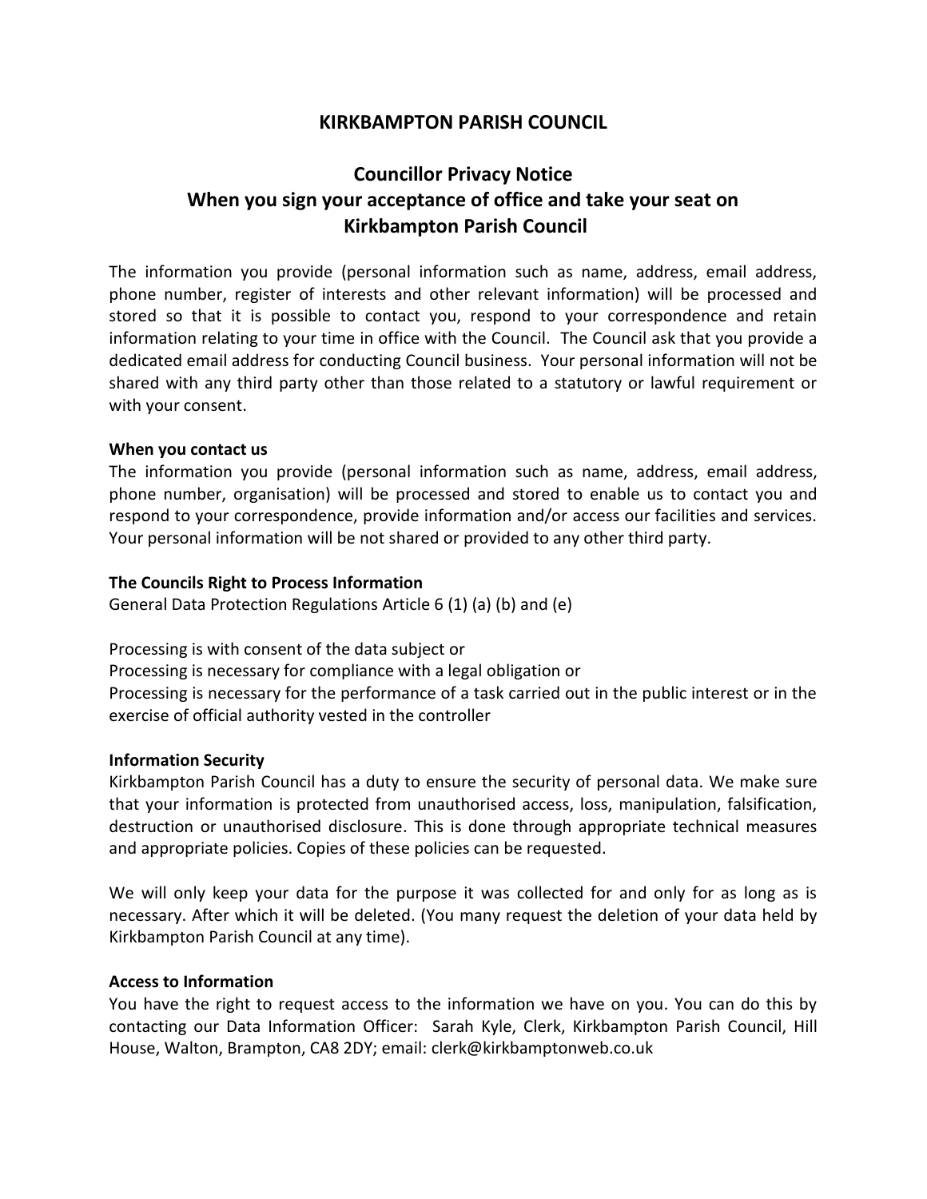# KIRKBAMPTON PARISH COUNCIL

## Councillor Privacy Notice
## When you sign your acceptance of office and take your seat on Kirkbampton Parish Council

The information you provide (personal information such as name, address, email address, phone number, register of interests and other relevant information) will be processed and stored so that it is possible to contact you, respond to your correspondence and retain information relating to your time in office with the Council. The Council ask that you provide a dedicated email address for conducting Council business. Your personal information will not be shared with any third party other than those related to a statutory or lawful requirement or with your consent.

**When you contact us**

The information you provide (personal information such as name, address, email address, phone number, organisation) will be processed and stored to enable us to contact you and respond to your correspondence, provide information and/or access our facilities and services. Your personal information will be not shared or provided to any other third party.

**The Councils Right to Process Information**

General Data Protection Regulations Article 6 (1) (a) (b) and (e)

Processing is with consent of the data subject or
Processing is necessary for compliance with a legal obligation or
Processing is necessary for the performance of a task carried out in the public interest or in the exercise of official authority vested in the controller

**Information Security**

Kirkbampton Parish Council has a duty to ensure the security of personal data. We make sure that your information is protected from unauthorised access, loss, manipulation, falsification, destruction or unauthorised disclosure. This is done through appropriate technical measures and appropriate policies. Copies of these policies can be requested.

We will only keep your data for the purpose it was collected for and only for as long as is necessary. After which it will be deleted. (You many request the deletion of your data held by Kirkbampton Parish Council at any time).

**Access to Information**

You have the right to request access to the information we have on you. You can do this by contacting our Data Information Officer: Sarah Kyle, Clerk, Kirkbampton Parish Council, Hill House, Walton, Brampton, CA8 2DY; email: clerk@kirkbamptonweb.co.uk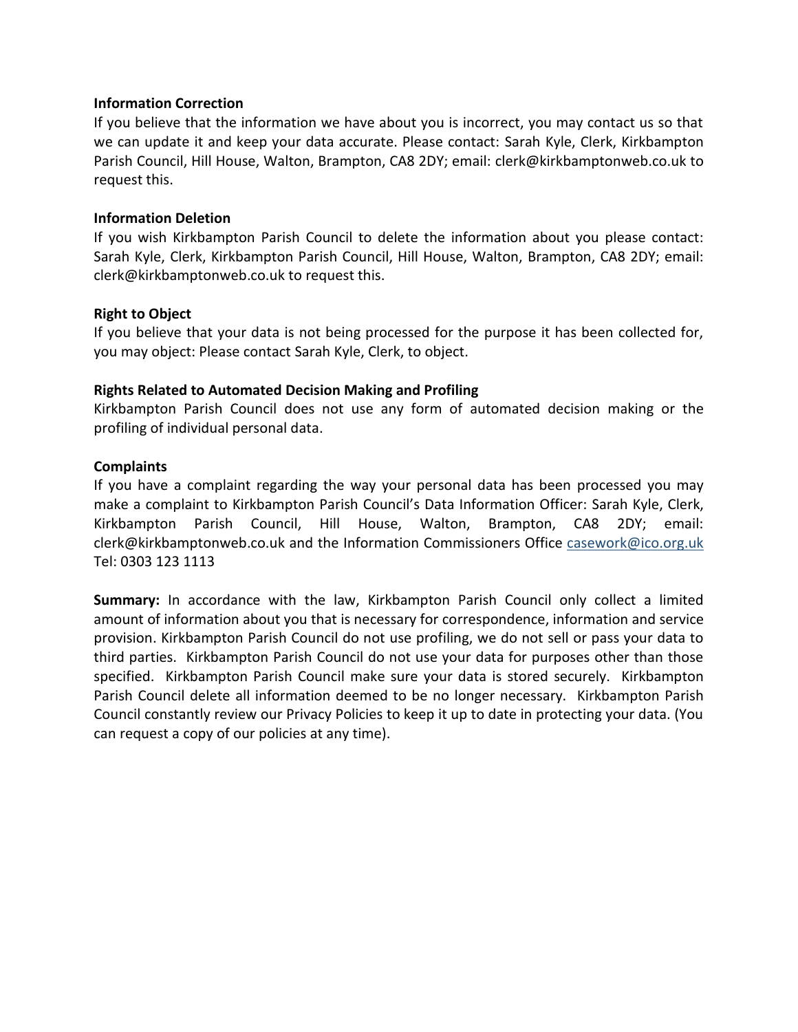**Information Correction**
If you believe that the information we have about you is incorrect, you may contact us so that we can update it and keep your data accurate. Please contact: Sarah Kyle, Clerk, Kirkbampton Parish Council, Hill House, Walton, Brampton, CA8 2DY; email: clerk@kirkbamptonweb.co.uk to request this.

**Information Deletion**
If you wish Kirkbampton Parish Council to delete the information about you please contact: Sarah Kyle, Clerk, Kirkbampton Parish Council, Hill House, Walton, Brampton, CA8 2DY; email: clerk@kirkbamptonweb.co.uk to request this.

**Right to Object**
If you believe that your data is not being processed for the purpose it has been collected for, you may object: Please contact Sarah Kyle, Clerk, to object.

**Rights Related to Automated Decision Making and Profiling**
Kirkbampton Parish Council does not use any form of automated decision making or the profiling of individual personal data.

**Complaints**
If you have a complaint regarding the way your personal data has been processed you may make a complaint to Kirkbampton Parish Council's Data Information Officer: Sarah Kyle, Clerk, Kirkbampton Parish Council, Hill House, Walton, Brampton, CA8 2DY; email: clerk@kirkbamptonweb.co.uk and the Information Commissioners Office casework@ico.org.uk Tel: 0303 123 1113

**Summary:** In accordance with the law, Kirkbampton Parish Council only collect a limited amount of information about you that is necessary for correspondence, information and service provision. Kirkbampton Parish Council do not use profiling, we do not sell or pass your data to third parties. Kirkbampton Parish Council do not use your data for purposes other than those specified. Kirkbampton Parish Council make sure your data is stored securely. Kirkbampton Parish Council delete all information deemed to be no longer necessary. Kirkbampton Parish Council constantly review our Privacy Policies to keep it up to date in protecting your data. (You can request a copy of our policies at any time).